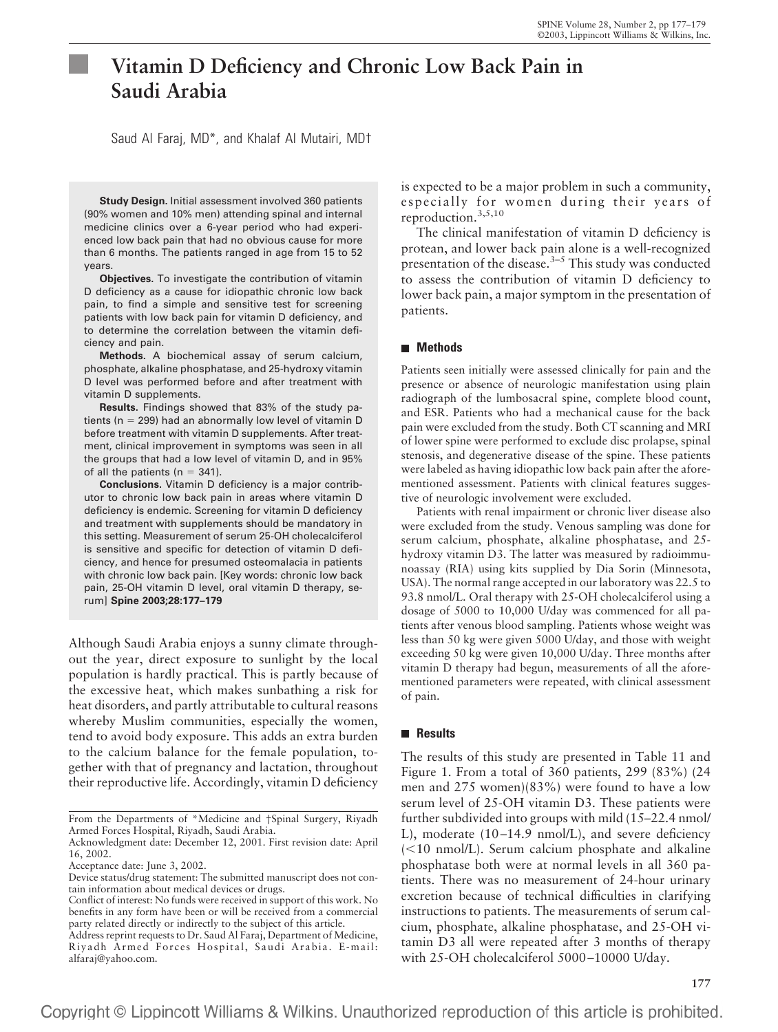# Vitamin D Deficiency and Chronic Low Back Pain in Saudi Arabia

Saud Al Faraj, MD*, and Khalaf Al Mutairi, MD†

**Study Design.** Initial assessment involved 360 patients (90% women and 10% men) attending spinal and internal medicine clinics over a 6-year period who had experienced low back pain that had no obvious cause for more than 6 months. The patients ranged in age from 15 to 52 years.

**Objectives.** To investigate the contribution of vitamin D deficiency as a cause for idiopathic chronic low back pain, to find a simple and sensitive test for screening patients with low back pain for vitamin D deficiency, and to determine the correlation between the vitamin deficiency and pain.

**Methods.** A biochemical assay of serum calcium, phosphate, alkaline phosphatase, and 25-hydroxy vitamin D level was performed before and after treatment with vitamin D supplements.

**Results.** Findings showed that 83% of the study patients (n = 299) had an abnormally low level of vitamin D before treatment with vitamin D supplements. After treatment, clinical improvement in symptoms was seen in all the groups that had a low level of vitamin D, and in 95% of all the patients (n = 341).

**Conclusions.** Vitamin D deficiency is a major contributor to chronic low back pain in areas where vitamin D deficiency is endemic. Screening for vitamin D deficiency and treatment with supplements should be mandatory in this setting. Measurement of serum 25-OH cholecalciferol is sensitive and specific for detection of vitamin D deficiency, and hence for presumed osteomalacia in patients with chronic low back pain. [Key words: chronic low back pain, 25-OH vitamin D level, oral vitamin D therapy, serum] **Spine 2003;28:177–179**

Although Saudi Arabia enjoys a sunny climate throughout the year, direct exposure to sunlight by the local population is hardly practical. This is partly because of the excessive heat, which makes sunbathing a risk for heat disorders, and partly attributable to cultural reasons whereby Muslim communities, especially the women, tend to avoid body exposure. This adds an extra burden to the calcium balance for the female population, together with that of pregnancy and lactation, throughout their reproductive life. Accordingly, vitamin D deficiency is expected to be a major problem in such a community, especially for women during their years of reproduction.[3,5,10]

The clinical manifestation of vitamin D deficiency is protean, and lower back pain alone is a well-recognized presentation of the disease.[3–5] This study was conducted to assess the contribution of vitamin D deficiency to lower back pain, a major symptom in the presentation of patients.

## Methods

Patients seen initially were assessed clinically for pain and the presence or absence of neurologic manifestation using plain radiograph of the lumbosacral spine, complete blood count, and ESR. Patients who had a mechanical cause for the back pain were excluded from the study. Both CT scanning and MRI of lower spine were performed to exclude disc prolapse, spinal stenosis, and degenerative disease of the spine. These patients were labeled as having idiopathic low back pain after the aforementioned assessment. Patients with clinical features suggestive of neurologic involvement were excluded.

Patients with renal impairment or chronic liver disease also were excluded from the study. Venous sampling was done for serum calcium, phosphate, alkaline phosphatase, and 25-hydroxy vitamin D3. The latter was measured by radioimmunoassay (RIA) using kits supplied by Dia Sorin (Minnesota, USA). The normal range accepted in our laboratory was 22.5 to 93.8 nmol/L. Oral therapy with 25-OH cholecalciferol using a dosage of 5000 to 10,000 U/day was commenced for all patients after venous blood sampling. Patients whose weight was less than 50 kg were given 5000 U/day, and those with weight exceeding 50 kg were given 10,000 U/day. Three months after vitamin D therapy had begun, measurements of all the aforementioned parameters were repeated, with clinical assessment of pain.

## Results

The results of this study are presented in Table 11 and Figure 1. From a total of 360 patients, 299 (83%) (24 men and 275 women)(83%) were found to have a low serum level of 25-OH vitamin D3. These patients were further subdivided into groups with mild (15–22.4 nmol/L), moderate (10–14.9 nmol/L), and severe deficiency (<10 nmol/L). Serum calcium phosphate and alkaline phosphatase both were at normal levels in all 360 patients. There was no measurement of 24-hour urinary excretion because of technical difficulties in clarifying instructions to patients. The measurements of serum calcium, phosphate, alkaline phosphatase, and 25-OH vitamin D3 all were repeated after 3 months of therapy with 25-OH cholecalciferol 5000–10000 U/day.

From the Departments of *Medicine and †Spinal Surgery, Riyadh Armed Forces Hospital, Riyadh, Saudi Arabia.

Acknowledgment date: December 12, 2001. First revision date: April 16, 2002.

Acceptance date: June 3, 2002.

Device status/drug statement: The submitted manuscript does not contain information about medical devices or drugs.

Conflict of interest: No funds were received in support of this work. No benefits in any form have been or will be received from a commercial party related directly or indirectly to the subject of this article.

Address reprint requests to Dr. Saud Al Faraj, Department of Medicine, Riyadh Armed Forces Hospital, Saudi Arabia. E-mail: alfaraj@yahoo.com.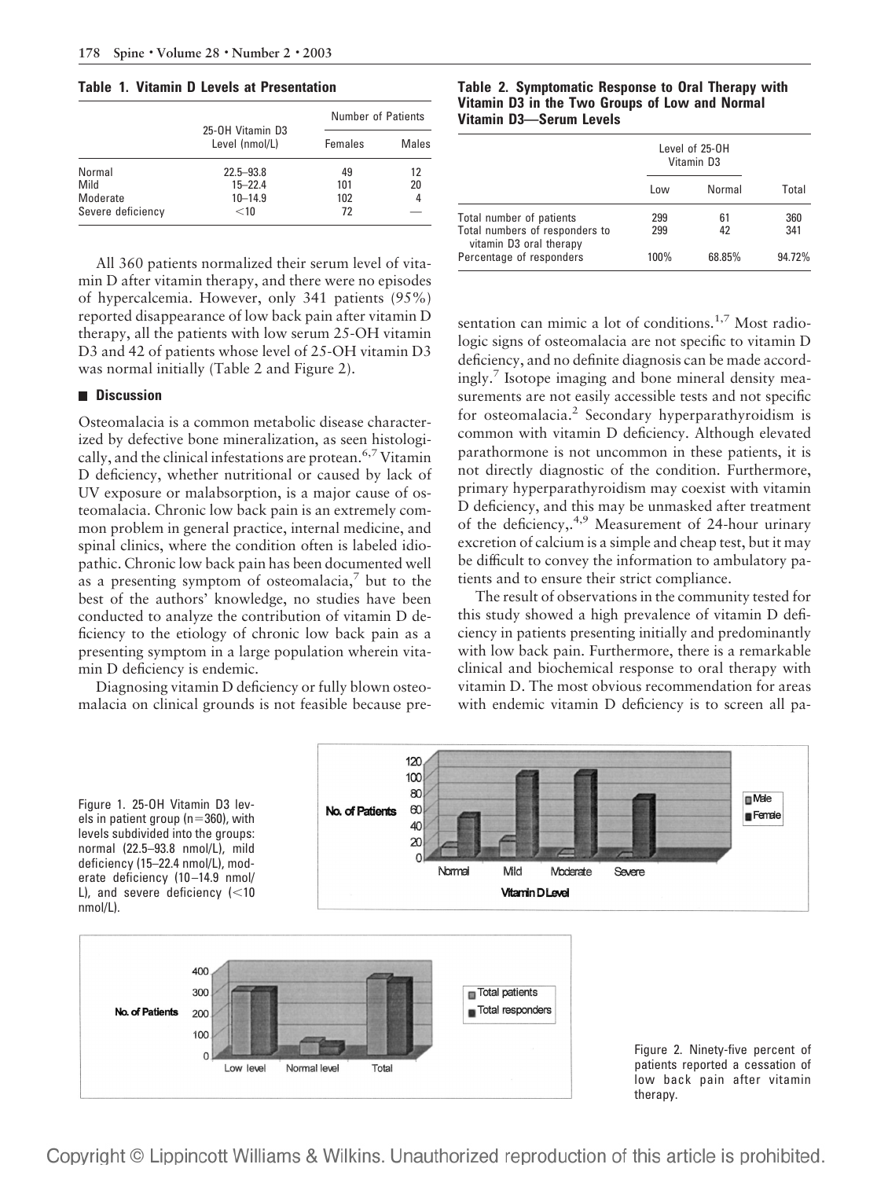**Table 1. Vitamin D Levels at Presentation**

| | 25-OH Vitamin D3 Level (nmol/L) | Number of Patients | |
|---|---|---|---|
| | | Females | Males |
| Normal | 22.5–93.8 | 49 | 12 |
| Mild | 15–22.4 | 101 | 20 |
| Moderate | 10–14.9 | 102 | 4 |
| Severe deficiency | <10 | 72 | — |

All 360 patients normalized their serum level of vitamin D after vitamin therapy, and there were no episodes of hypercalcemia. However, only 341 patients (95%) reported disappearance of low back pain after vitamin D therapy, all the patients with low serum 25-OH vitamin D3 and 42 of patients whose level of 25-OH vitamin D3 was normal initially (Table 2 and Figure 2).

## Discussion

Osteomalacia is a common metabolic disease characterized by defective bone mineralization, as seen histologically, and the clinical infestations are protean.[6,7] Vitamin D deficiency, whether nutritional or caused by lack of UV exposure or malabsorption, is a major cause of osteomalacia. Chronic low back pain is an extremely common problem in general practice, internal medicine, and spinal clinics, where the condition often is labeled idiopathic. Chronic low back pain has been documented well as a presenting symptom of osteomalacia,[7] but to the best of the authors' knowledge, no studies have been conducted to analyze the contribution of vitamin D deficiency to the etiology of chronic low back pain as a presenting symptom in a large population wherein vitamin D deficiency is endemic.

Diagnosing vitamin D deficiency or fully blown osteomalacia on clinical grounds is not feasible because presentation can mimic a lot of conditions.[1,7] Most radiologic signs of osteomalacia are not specific to vitamin D deficiency, and no definite diagnosis can be made accordingly.[7] Isotope imaging and bone mineral density measurements are not easily accessible tests and not specific for osteomalacia.[2] Secondary hyperparathyroidism is common with vitamin D deficiency. Although elevated parathormone is not uncommon in these patients, it is not directly diagnostic of the condition. Furthermore, primary hyperparathyroidism may coexist with vitamin D deficiency, and this may be unmasked after treatment of the deficiency,.[4,9] Measurement of 24-hour urinary excretion of calcium is a simple and cheap test, but it may be difficult to convey the information to ambulatory patients and to ensure their strict compliance.

The result of observations in the community tested for this study showed a high prevalence of vitamin D deficiency in patients presenting initially and predominantly with low back pain. Furthermore, there is a remarkable clinical and biochemical response to oral therapy with vitamin D. The most obvious recommendation for areas with endemic vitamin D deficiency is to screen all pa-

**Table 2. Symptomatic Response to Oral Therapy with Vitamin D3 in the Two Groups of Low and Normal Vitamin D3—Serum Levels**

| | Level of 25-OH Vitamin D3 | | |
|---|---|---|---|
| | Low | Normal | Total |
| Total number of patients | 299 | 61 | 360 |
| Total numbers of responders to vitamin D3 oral therapy | 299 | 42 | 341 |
| Percentage of responders | 100% | 68.85% | 94.72% |

Figure 1. 25-OH Vitamin D3 levels in patient group (n=360), with levels subdivided into the groups: normal (22.5–93.8 nmol/L), mild deficiency (15–22.4 nmol/L), moderate deficiency (10–14.9 nmol/L), and severe deficiency (<10 nmol/L).

Figure 2. Ninety-five percent of patients reported a cessation of low back pain after vitamin therapy.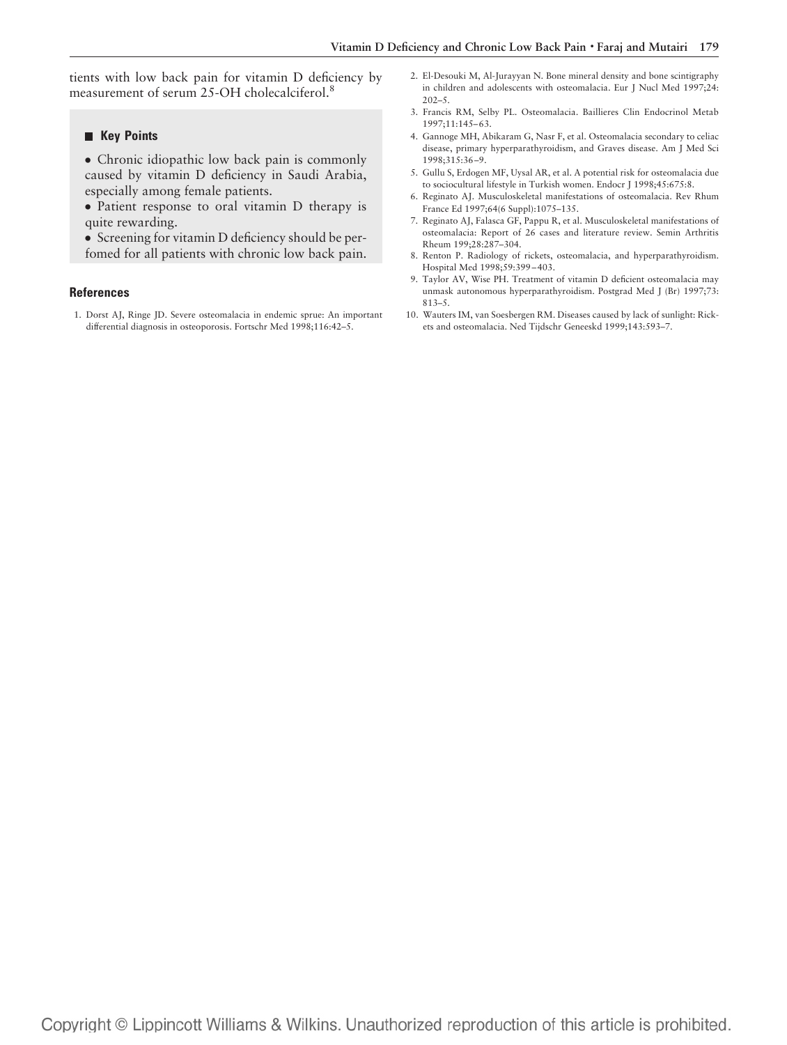tients with low back pain for vitamin D deficiency by measurement of serum 25-OH cholecalciferol.[8]

## Key Points

- Chronic idiopathic low back pain is commonly caused by vitamin D deficiency in Saudi Arabia, especially among female patients.
- Patient response to oral vitamin D therapy is quite rewarding.
- Screening for vitamin D deficiency should be perfomed for all patients with chronic low back pain.

## References

1. Dorst AJ, Ringe JD. Severe osteomalacia in endemic sprue: An important differential diagnosis in osteoporosis. Fortschr Med 1998;116:42–5.
2. El-Desouki M, Al-Jurayyan N. Bone mineral density and bone scintigraphy in children and adolescents with osteomalacia. Eur J Nucl Med 1997;24:202–5.
3. Francis RM, Selby PL. Osteomalacia. Baillieres Clin Endocrinol Metab 1997;11:145–63.
4. Gannoge MH, Abikaram G, Nasr F, et al. Osteomalacia secondary to celiac disease, primary hyperparathyroidism, and Graves disease. Am J Med Sci 1998;315:36–9.
5. Gullu S, Erdogen MF, Uysal AR, et al. A potential risk for osteomalacia due to sociocultural lifestyle in Turkish women. Endocr J 1998;45:675:8.
6. Reginato AJ. Musculoskeletal manifestations of osteomalacia. Rev Rhum France Ed 1997;64(6 Suppl):1075–135.
7. Reginato AJ, Falasca GF, Pappu R, et al. Musculoskeletal manifestations of osteomalacia: Report of 26 cases and literature review. Semin Arthritis Rheum 199;28:287–304.
8. Renton P. Radiology of rickets, osteomalacia, and hyperparathyroidism. Hospital Med 1998;59:399–403.
9. Taylor AV, Wise PH. Treatment of vitamin D deficient osteomalacia may unmask autonomous hyperparathyroidism. Postgrad Med J (Br) 1997;73:813–5.
10. Wauters IM, van Soesbergen RM. Diseases caused by lack of sunlight: Rickets and osteomalacia. Ned Tijdschr Geneeskd 1999;143:593–7.

Copyright © Lippincott Williams & Wilkins. Unauthorized reproduction of this article is prohibited.